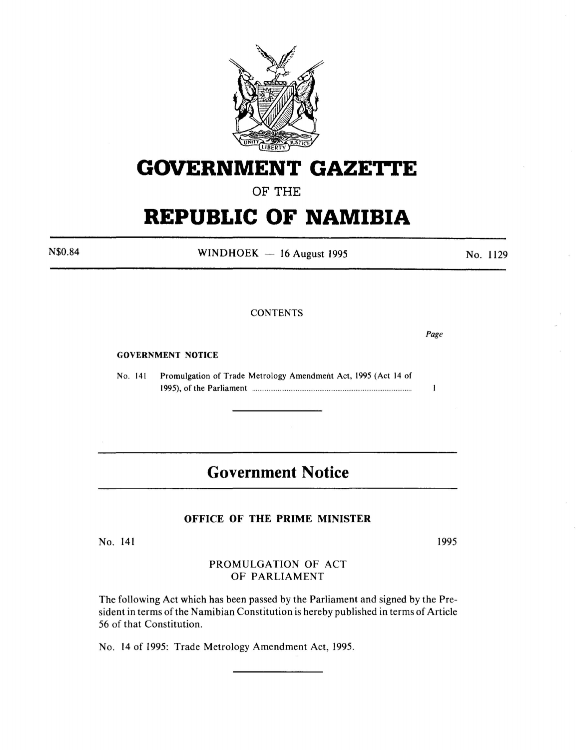# GOVERNMENT GAZETTE

OF THE

# REPUBLIC OF NAMIBIA

N$0.84 WINDHOEK — 16 August 1995 No. 1129

CONTENTS

| | Page |
|---|---|
| **GOVERNMENT NOTICE** | |
| No. 141 Promulgation of Trade Metrology Amendment Act, 1995 (Act 14 of 1995), of the Parliament | 1 |

---

## Government Notice

### OFFICE OF THE PRIME MINISTER

No. 141 1995

PROMULGATION OF ACT
OF PARLIAMENT

The following Act which has been passed by the Parliament and signed by the President in terms of the Namibian Constitution is hereby published in terms of Article 56 of that Constitution.

No. 14 of 1995: Trade Metrology Amendment Act, 1995.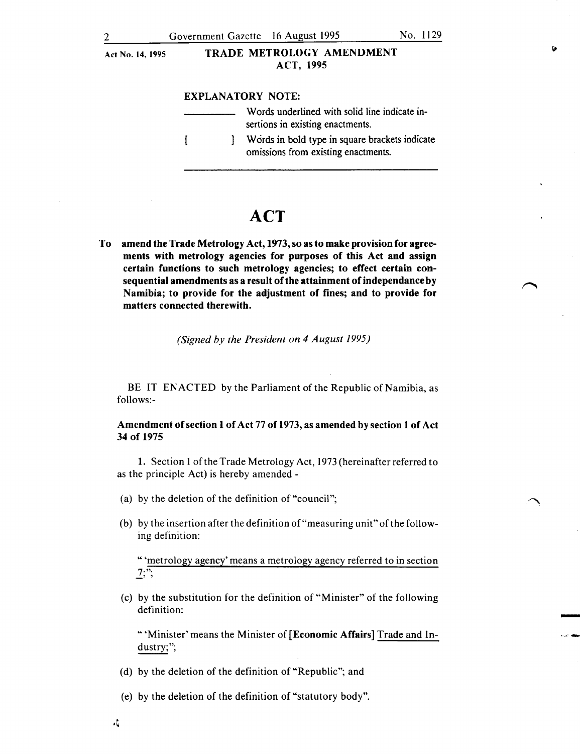Act No. 14, 1995

**TRADE METROLOGY AMENDMENT ACT, 1995**

**EXPLANATORY NOTE:**

\_\_\_\_\_\_\_\_\_\_ Words underlined with solid line indicate insertions in existing enactments.

[ ] Words in bold type in square brackets indicate omissions from existing enactments.

# ACT

**To amend the Trade Metrology Act, 1973, so as to make provision for agreements with metrology agencies for purposes of this Act and assign certain functions to such metrology agencies; to effect certain consequential amendments as a result of the attainment of independance by Namibia; to provide for the adjustment of fines; and to provide for matters connected therewith.**

*(Signed by the President on 4 August 1995)*

BE IT ENACTED by the Parliament of the Republic of Namibia, as follows:-

**Amendment of section 1 of Act 77 of 1973, as amended by section 1 of Act 34 of 1975**

**1.** Section 1 of the Trade Metrology Act, 1973 (hereinafter referred to as the principle Act) is hereby amended -

(a) by the deletion of the definition of "council";

(b) by the insertion after the definition of "measuring unit" of the following definition:

" 'metrology agency' means a metrology agency referred to in section 7;";

(c) by the substitution for the definition of "Minister" of the following definition:

" 'Minister' means the Minister of **[Economic Affairs]** Trade and Industry;";

(d) by the deletion of the definition of "Republic"; and

(e) by the deletion of the definition of "statutory body".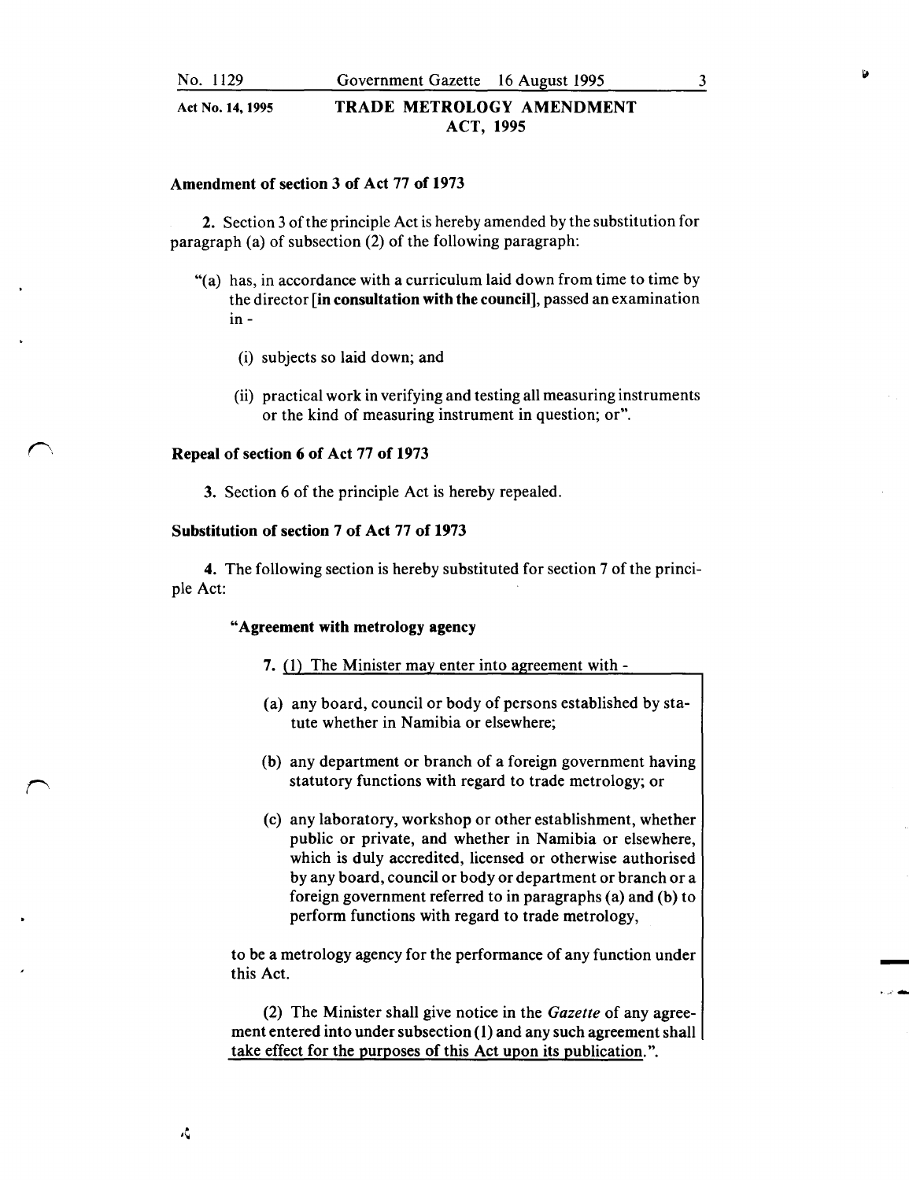Act No. 14, 1995

## TRADE METROLOGY AMENDMENT ACT, 1995

### Amendment of section 3 of Act 77 of 1973

**2.** Section 3 of the principle Act is hereby amended by the substitution for paragraph (a) of subsection (2) of the following paragraph:

"(a) has, in accordance with a curriculum laid down from time to time by the director **[in consultation with the council]**, passed an examination in -

(i) subjects so laid down; and

(ii) practical work in verifying and testing all measuring instruments or the kind of measuring instrument in question; or".

### Repeal of section 6 of Act 77 of 1973

**3.** Section 6 of the principle Act is hereby repealed.

### Substitution of section 7 of Act 77 of 1973

**4.** The following section is hereby substituted for section 7 of the principle Act:

**"Agreement with metrology agency**

**7.** (1) The Minister may enter into agreement with -

(a) any board, council or body of persons established by statute whether in Namibia or elsewhere;

(b) any department or branch of a foreign government having statutory functions with regard to trade metrology; or

(c) any laboratory, workshop or other establishment, whether public or private, and whether in Namibia or elsewhere, which is duly accredited, licensed or otherwise authorised by any board, council or body or department or branch or a foreign government referred to in paragraphs (a) and (b) to perform functions with regard to trade metrology,

to be a metrology agency for the performance of any function under this Act.

(2) The Minister shall give notice in the *Gazette* of any agreement entered into under subsection (1) and any such agreement shall take effect for the purposes of this Act upon its publication.".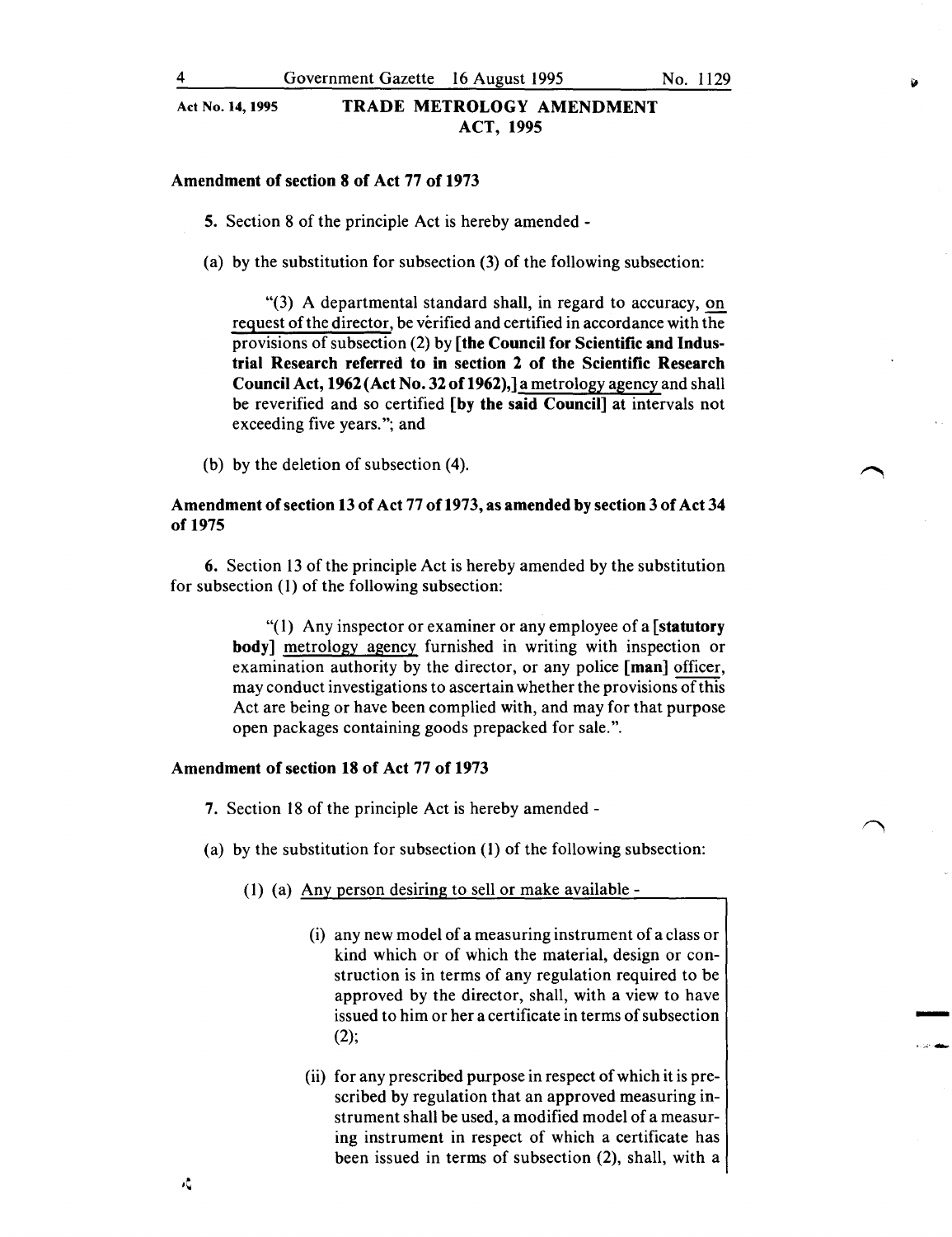Act No. 14, 1995 **TRADE METROLOGY AMENDMENT ACT, 1995**

**Amendment of section 8 of Act 77 of 1973**

**5.** Section 8 of the principle Act is hereby amended -

(a) by the substitution for subsection (3) of the following subsection:

"(3) A departmental standard shall, in regard to accuracy, on request of the director, be vèrified and certified in accordance with the provisions of subsection (2) by **[the Council for Scientific and Industrial Research referred to in section 2 of the Scientific Research Council Act, 1962 (Act No. 32 of 1962),]** a metrology agency and shall be reverified and so certified **[by the said Council]** at intervals not exceeding five years."; and

(b) by the deletion of subsection (4).

**Amendment of section 13 of Act 77 of 1973, as amended by section 3 of Act 34 of 1975**

**6.** Section 13 of the principle Act is hereby amended by the substitution for subsection (1) of the following subsection:

"(1) Any inspector or examiner or any employee of a **[statutory body]** metrology agency furnished in writing with inspection or examination authority by the director, or any police **[man]** officer, may conduct investigations to ascertain whether the provisions of this Act are being or have been complied with, and may for that purpose open packages containing goods prepacked for sale.".

**Amendment of section 18 of Act 77 of 1973**

**7.** Section 18 of the principle Act is hereby amended -

(a) by the substitution for subsection (1) of the following subsection:

(1) (a) Any person desiring to sell or make available -

(i) any new model of a measuring instrument of a class or kind which or of which the material, design or construction is in terms of any regulation required to be approved by the director, shall, with a view to have issued to him or her a certificate in terms of subsection (2);

(ii) for any prescribed purpose in respect of which it is prescribed by regulation that an approved measuring instrument shall be used, a modified model of a measuring instrument in respect of which a certificate has been issued in terms of subsection (2), shall, with a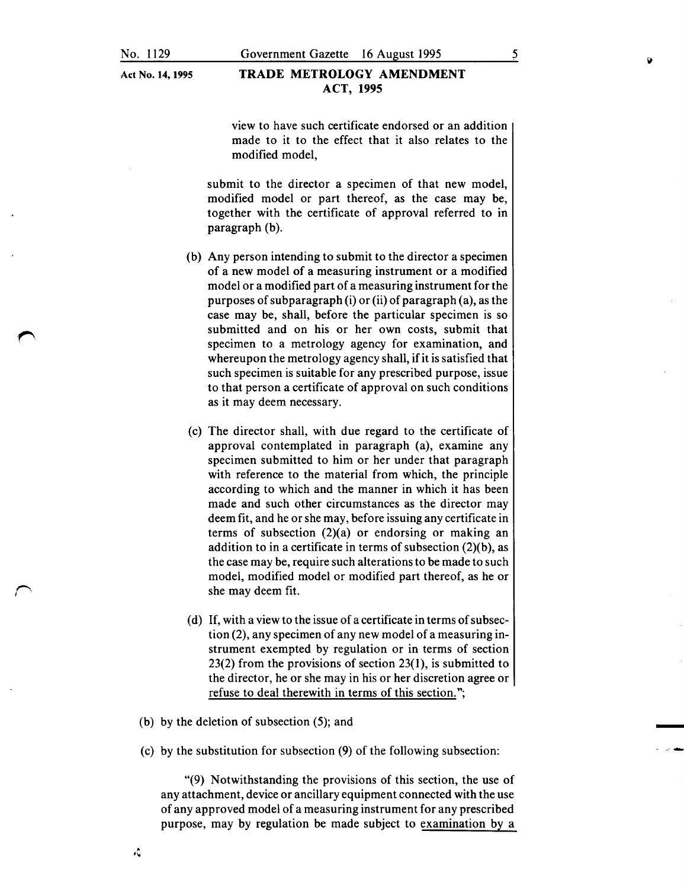view to have such certificate endorsed or an addition made to it to the effect that it also relates to the modified model,

submit to the director a specimen of that new model, modified model or part thereof, as the case may be, together with the certificate of approval referred to in paragraph (b).

(b) Any person intending to submit to the director a specimen of a new model of a measuring instrument or a modified model or a modified part of a measuring instrument for the purposes of subparagraph (i) or (ii) of paragraph (a), as the case may be, shall, before the particular specimen is so submitted and on his or her own costs, submit that specimen to a metrology agency for examination, and whereupon the metrology agency shall, if it is satisfied that such specimen is suitable for any prescribed purpose, issue to that person a certificate of approval on such conditions as it may deem necessary.

(c) The director shall, with due regard to the certificate of approval contemplated in paragraph (a), examine any specimen submitted to him or her under that paragraph with reference to the material from which, the principle according to which and the manner in which it has been made and such other circumstances as the director may deem fit, and he or she may, before issuing any certificate in terms of subsection (2)(a) or endorsing or making an addition to in a certificate in terms of subsection (2)(b), as the case may be, require such alterations to be made to such model, modified model or modified part thereof, as he or she may deem fit.

(d) If, with a view to the issue of a certificate in terms of subsection (2), any specimen of any new model of a measuring instrument exempted by regulation or in terms of section 23(2) from the provisions of section 23(1), is submitted to the director, he or she may in his or her discretion agree or refuse to deal therewith in terms of this section.";

(b) by the deletion of subsection (5); and

(c) by the substitution for subsection (9) of the following subsection:

"(9) Notwithstanding the provisions of this section, the use of any attachment, device or ancillary equipment connected with the use of any approved model of a measuring instrument for any prescribed purpose, may by regulation be made subject to examination by a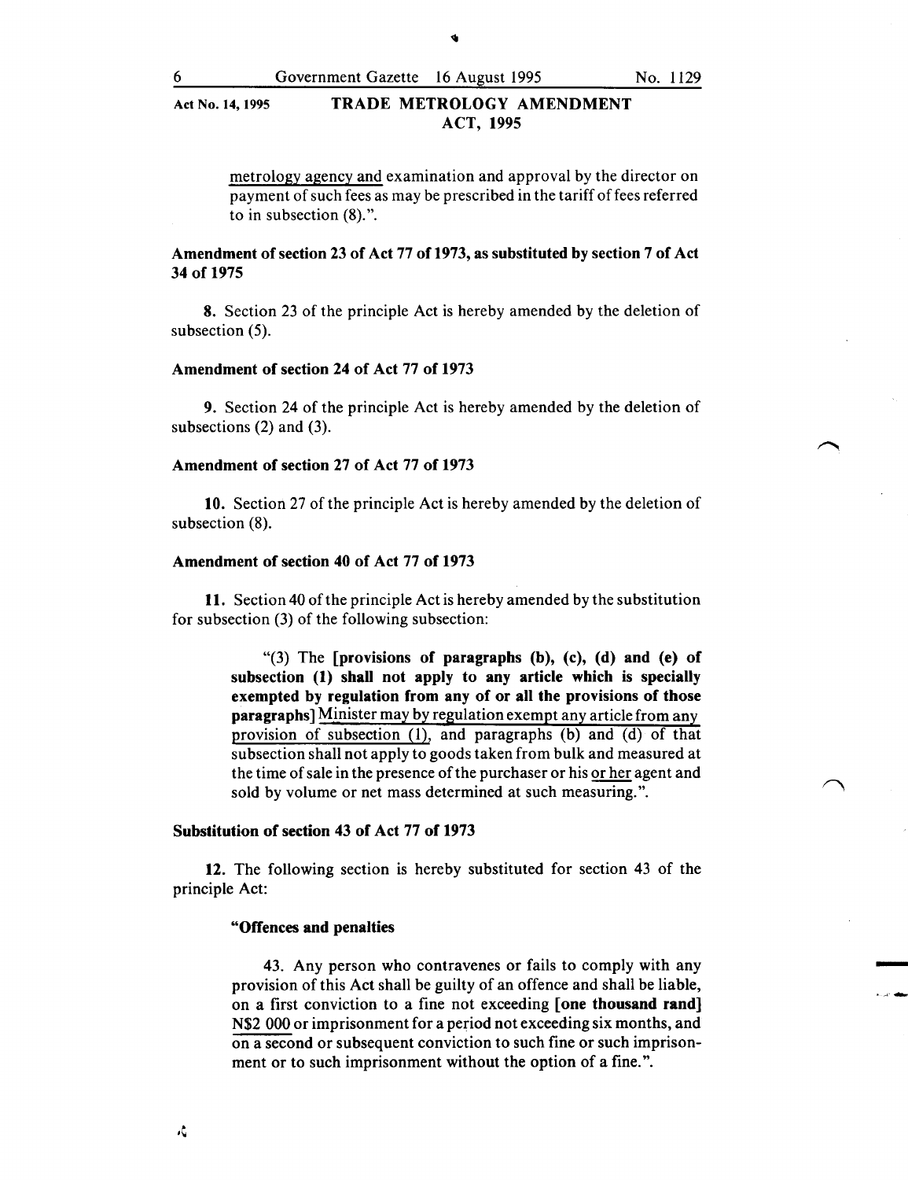metrology agency and examination and approval by the director on payment of such fees as may be prescribed in the tariff of fees referred to in subsection (8).".

**Amendment of section 23 of Act 77 of 1973, as substituted by section 7 of Act 34 of 1975**

**8.** Section 23 of the principle Act is hereby amended by the deletion of subsection (5).

**Amendment of section 24 of Act 77 of 1973**

**9.** Section 24 of the principle Act is hereby amended by the deletion of subsections (2) and (3).

**Amendment of section 27 of Act 77 of 1973**

**10.** Section 27 of the principle Act is hereby amended by the deletion of subsection (8).

**Amendment of section 40 of Act 77 of 1973**

**11.** Section 40 of the principle Act is hereby amended by the substitution for subsection (3) of the following subsection:

> "(3) The **[provisions of paragraphs (b), (c), (d) and (e) of subsection (1) shall not apply to any article which is specially exempted by regulation from any of or all the provisions of those paragraphs]** Minister may by regulation exempt any article from any provision of subsection (1), and paragraphs (b) and (d) of that subsection shall not apply to goods taken from bulk and measured at the time of sale in the presence of the purchaser or his or her agent and sold by volume or net mass determined at such measuring.".

**Substitution of section 43 of Act 77 of 1973**

**12.** The following section is hereby substituted for section 43 of the principle Act:

> **"Offences and penalties**
>
> 43. Any person who contravenes or fails to comply with any provision of this Act shall be guilty of an offence and shall be liable, on a first conviction to a fine not exceeding **[one thousand rand]** N$2 000 or imprisonment for a period not exceeding six months, and on a second or subsequent conviction to such fine or such imprisonment or to such imprisonment without the option of a fine.".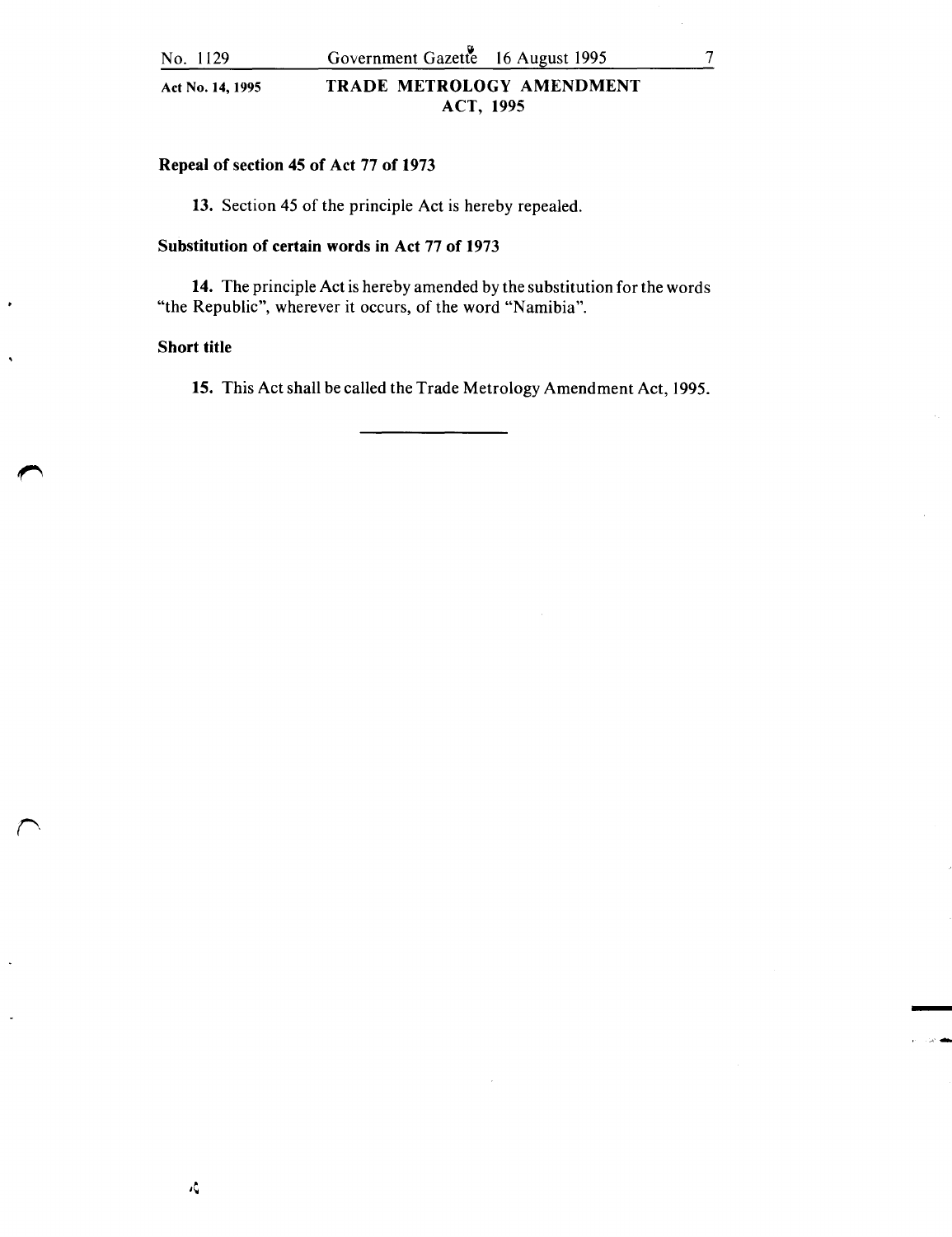### Repeal of section 45 of Act 77 of 1973

**13.** Section 45 of the principle Act is hereby repealed.

### Substitution of certain words in Act 77 of 1973

**14.** The principle Act is hereby amended by the substitution for the words "the Republic", wherever it occurs, of the word "Namibia".

### Short title

**15.** This Act shall be called the Trade Metrology Amendment Act, 1995.